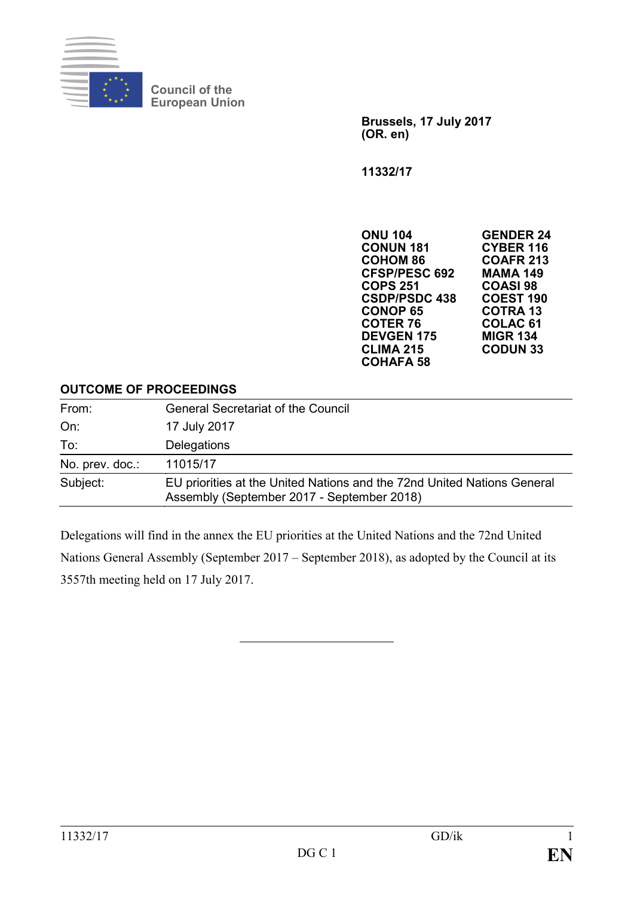Council of the European Union

**Brussels, 17 July 2017**
**(OR. en)**

**11332/17**

| | |
|---|---|
| **ONU 104** | **GENDER 24** |
| **CONUN 181** | **CYBER 116** |
| **COHOM 86** | **COAFR 213** |
| **CFSP/PESC 692** | **MAMA 149** |
| **COPS 251** | **COASI 98** |
| **CSDP/PSDC 438** | **COEST 190** |
| **CONOP 65** | **COTRA 13** |
| **COTER 76** | **COLAC 61** |
| **DEVGEN 175** | **MIGR 134** |
| **CLIMA 215** | **CODUN 33** |
| **COHAFA 58** | |

## OUTCOME OF PROCEEDINGS

| | |
|---|---|
| From: | General Secretariat of the Council |
| On: | 17 July 2017 |
| To: | Delegations |
| No. prev. doc.: | 11015/17 |
| Subject: | EU priorities at the United Nations and the 72nd United Nations General Assembly (September 2017 - September 2018) |

Delegations will find in the annex the EU priorities at the United Nations and the 72nd United Nations General Assembly (September 2017 – September 2018), as adopted by the Council at its 3557th meeting held on 17 July 2017.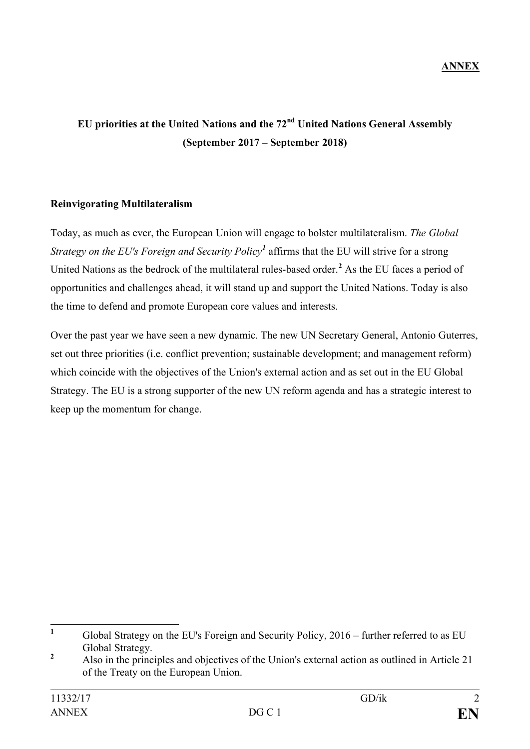**ANNEX**

# EU priorities at the United Nations and the 72nd United Nations General Assembly (September 2017 – September 2018)

## Reinvigorating Multilateralism

Today, as much as ever, the European Union will engage to bolster multilateralism. *The Global Strategy on the EU's Foreign and Security Policy*[1] affirms that the EU will strive for a strong United Nations as the bedrock of the multilateral rules-based order.[2] As the EU faces a period of opportunities and challenges ahead, it will stand up and support the United Nations. Today is also the time to defend and promote European core values and interests.

Over the past year we have seen a new dynamic. The new UN Secretary General, Antonio Guterres, set out three priorities (i.e. conflict prevention; sustainable development; and management reform) which coincide with the objectives of the Union's external action and as set out in the EU Global Strategy. The EU is a strong supporter of the new UN reform agenda and has a strategic interest to keep up the momentum for change.

---

[1] Global Strategy on the EU's Foreign and Security Policy, 2016 – further referred to as EU Global Strategy.

[2] Also in the principles and objectives of the Union's external action as outlined in Article 21 of the Treaty on the European Union.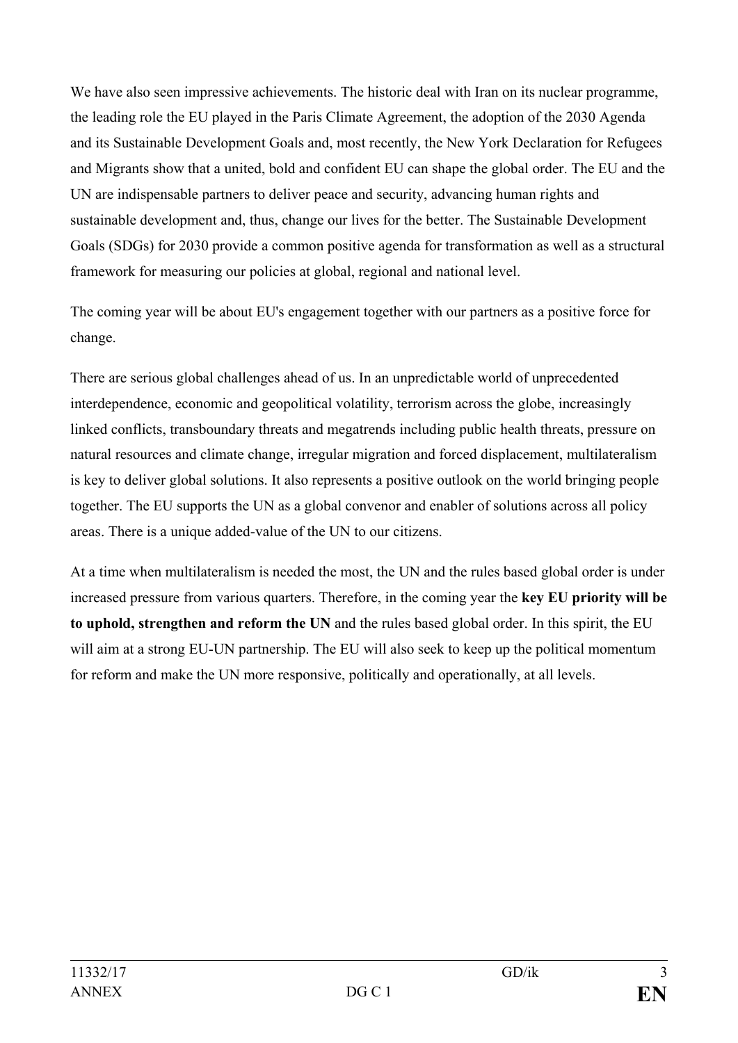We have also seen impressive achievements. The historic deal with Iran on its nuclear programme, the leading role the EU played in the Paris Climate Agreement, the adoption of the 2030 Agenda and its Sustainable Development Goals and, most recently, the New York Declaration for Refugees and Migrants show that a united, bold and confident EU can shape the global order. The EU and the UN are indispensable partners to deliver peace and security, advancing human rights and sustainable development and, thus, change our lives for the better. The Sustainable Development Goals (SDGs) for 2030 provide a common positive agenda for transformation as well as a structural framework for measuring our policies at global, regional and national level.

The coming year will be about EU's engagement together with our partners as a positive force for change.

There are serious global challenges ahead of us. In an unpredictable world of unprecedented interdependence, economic and geopolitical volatility, terrorism across the globe, increasingly linked conflicts, transboundary threats and megatrends including public health threats, pressure on natural resources and climate change, irregular migration and forced displacement, multilateralism is key to deliver global solutions. It also represents a positive outlook on the world bringing people together. The EU supports the UN as a global convenor and enabler of solutions across all policy areas. There is a unique added-value of the UN to our citizens.

At a time when multilateralism is needed the most, the UN and the rules based global order is under increased pressure from various quarters. Therefore, in the coming year the **key EU priority will be to uphold, strengthen and reform the UN** and the rules based global order. In this spirit, the EU will aim at a strong EU-UN partnership. The EU will also seek to keep up the political momentum for reform and make the UN more responsive, politically and operationally, at all levels.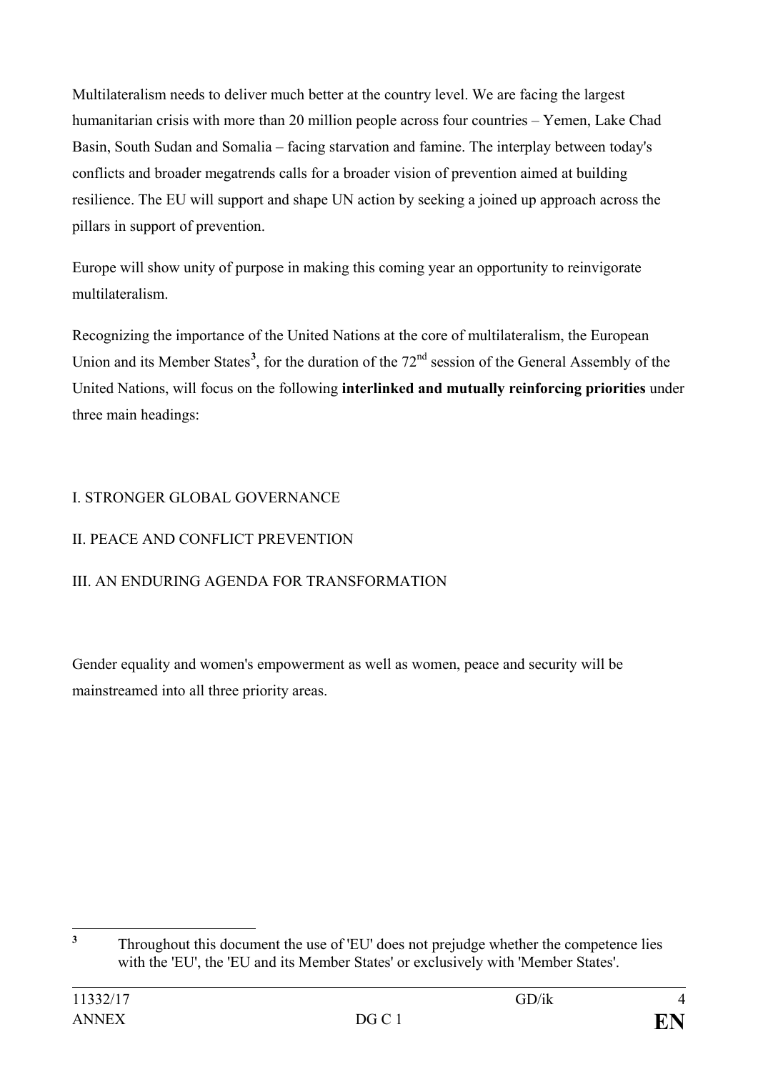Multilateralism needs to deliver much better at the country level. We are facing the largest humanitarian crisis with more than 20 million people across four countries – Yemen, Lake Chad Basin, South Sudan and Somalia – facing starvation and famine. The interplay between today's conflicts and broader megatrends calls for a broader vision of prevention aimed at building resilience. The EU will support and shape UN action by seeking a joined up approach across the pillars in support of prevention.

Europe will show unity of purpose in making this coming year an opportunity to reinvigorate multilateralism.

Recognizing the importance of the United Nations at the core of multilateralism, the European Union and its Member States[3], for the duration of the 72nd session of the General Assembly of the United Nations, will focus on the following **interlinked and mutually reinforcing priorities** under three main headings:

I. STRONGER GLOBAL GOVERNANCE

II. PEACE AND CONFLICT PREVENTION

III. AN ENDURING AGENDA FOR TRANSFORMATION

Gender equality and women's empowerment as well as women, peace and security will be mainstreamed into all three priority areas.

---

[3] Throughout this document the use of 'EU' does not prejudge whether the competence lies with the 'EU', the 'EU and its Member States' or exclusively with 'Member States'.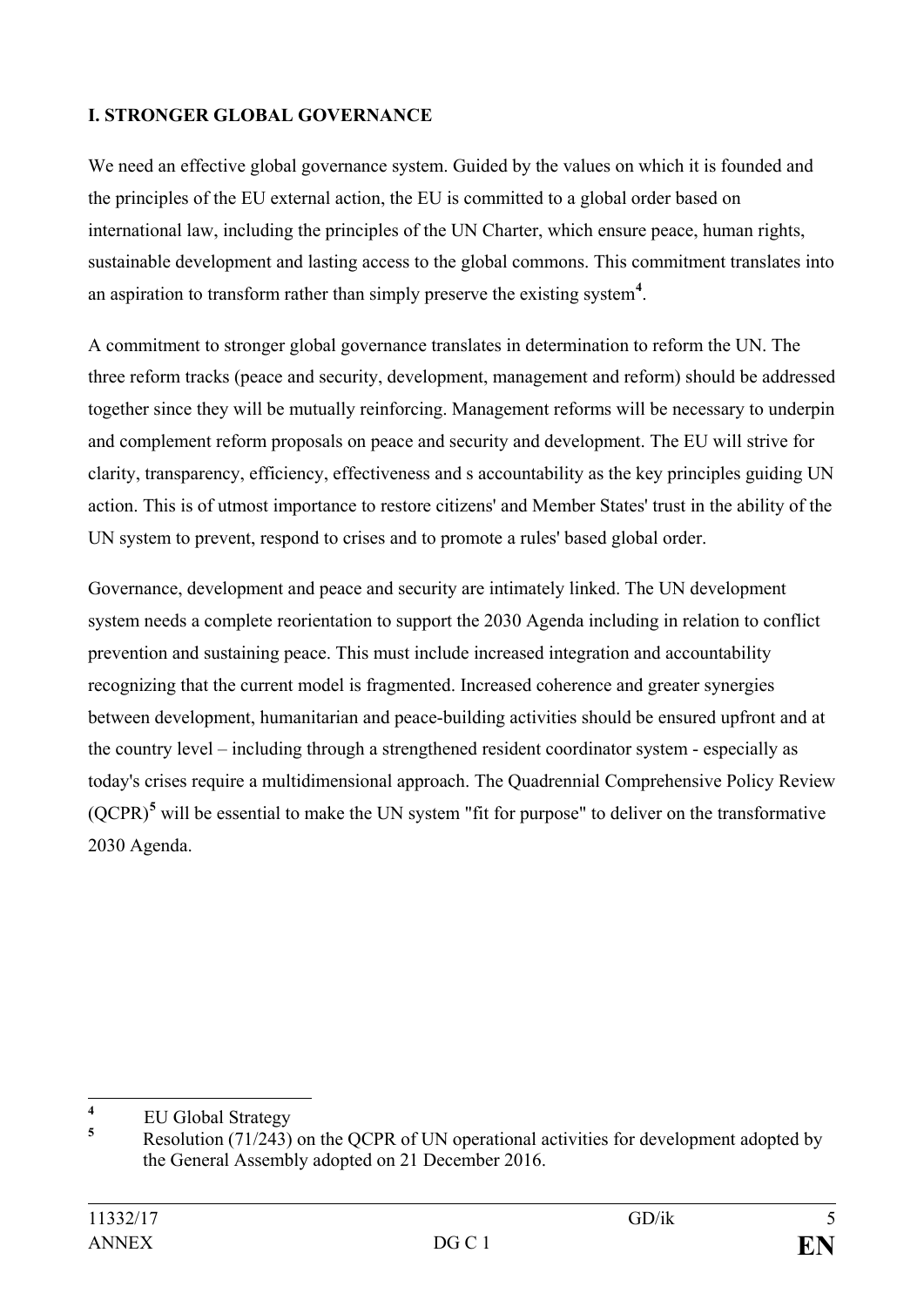## I. STRONGER GLOBAL GOVERNANCE

We need an effective global governance system. Guided by the values on which it is founded and the principles of the EU external action, the EU is committed to a global order based on international law, including the principles of the UN Charter, which ensure peace, human rights, sustainable development and lasting access to the global commons. This commitment translates into an aspiration to transform rather than simply preserve the existing system[4].

A commitment to stronger global governance translates in determination to reform the UN. The three reform tracks (peace and security, development, management and reform) should be addressed together since they will be mutually reinforcing. Management reforms will be necessary to underpin and complement reform proposals on peace and security and development. The EU will strive for clarity, transparency, efficiency, effectiveness and s accountability as the key principles guiding UN action. This is of utmost importance to restore citizens' and Member States' trust in the ability of the UN system to prevent, respond to crises and to promote a rules' based global order.

Governance, development and peace and security are intimately linked. The UN development system needs a complete reorientation to support the 2030 Agenda including in relation to conflict prevention and sustaining peace. This must include increased integration and accountability recognizing that the current model is fragmented. Increased coherence and greater synergies between development, humanitarian and peace-building activities should be ensured upfront and at the country level – including through a strengthened resident coordinator system - especially as today's crises require a multidimensional approach. The Quadrennial Comprehensive Policy Review (QCPR)[5] will be essential to make the UN system "fit for purpose" to deliver on the transformative 2030 Agenda.

---

[4] EU Global Strategy

[5] Resolution (71/243) on the QCPR of UN operational activities for development adopted by the General Assembly adopted on 21 December 2016.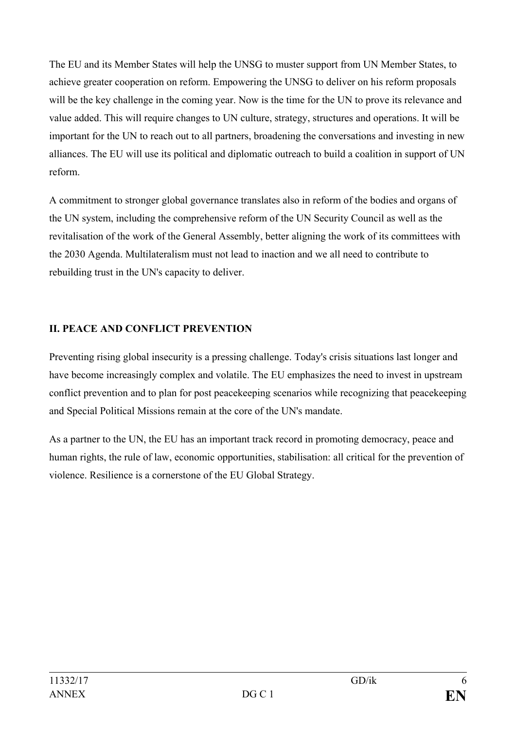The EU and its Member States will help the UNSG to muster support from UN Member States, to achieve greater cooperation on reform. Empowering the UNSG to deliver on his reform proposals will be the key challenge in the coming year. Now is the time for the UN to prove its relevance and value added. This will require changes to UN culture, strategy, structures and operations. It will be important for the UN to reach out to all partners, broadening the conversations and investing in new alliances. The EU will use its political and diplomatic outreach to build a coalition in support of UN reform.

A commitment to stronger global governance translates also in reform of the bodies and organs of the UN system, including the comprehensive reform of the UN Security Council as well as the revitalisation of the work of the General Assembly, better aligning the work of its committees with the 2030 Agenda. Multilateralism must not lead to inaction and we all need to contribute to rebuilding trust in the UN's capacity to deliver.

## II. PEACE AND CONFLICT PREVENTION

Preventing rising global insecurity is a pressing challenge. Today's crisis situations last longer and have become increasingly complex and volatile. The EU emphasizes the need to invest in upstream conflict prevention and to plan for post peacekeeping scenarios while recognizing that peacekeeping and Special Political Missions remain at the core of the UN's mandate.

As a partner to the UN, the EU has an important track record in promoting democracy, peace and human rights, the rule of law, economic opportunities, stabilisation: all critical for the prevention of violence. Resilience is a cornerstone of the EU Global Strategy.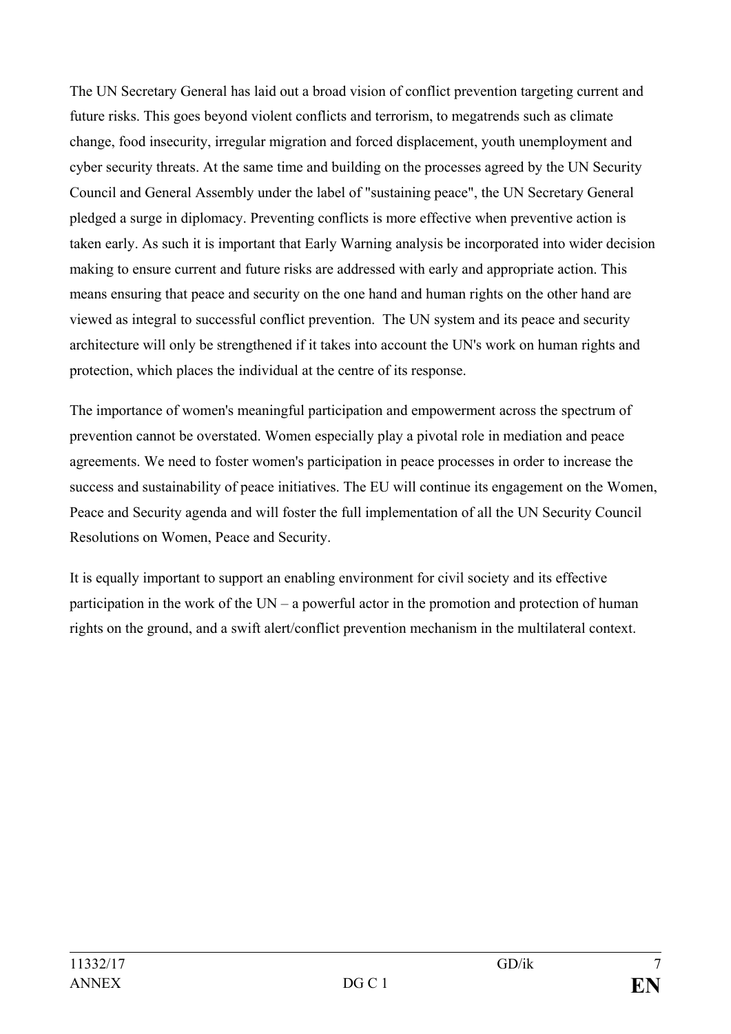The UN Secretary General has laid out a broad vision of conflict prevention targeting current and future risks. This goes beyond violent conflicts and terrorism, to megatrends such as climate change, food insecurity, irregular migration and forced displacement, youth unemployment and cyber security threats. At the same time and building on the processes agreed by the UN Security Council and General Assembly under the label of "sustaining peace", the UN Secretary General pledged a surge in diplomacy. Preventing conflicts is more effective when preventive action is taken early. As such it is important that Early Warning analysis be incorporated into wider decision making to ensure current and future risks are addressed with early and appropriate action. This means ensuring that peace and security on the one hand and human rights on the other hand are viewed as integral to successful conflict prevention. The UN system and its peace and security architecture will only be strengthened if it takes into account the UN's work on human rights and protection, which places the individual at the centre of its response.

The importance of women's meaningful participation and empowerment across the spectrum of prevention cannot be overstated. Women especially play a pivotal role in mediation and peace agreements. We need to foster women's participation in peace processes in order to increase the success and sustainability of peace initiatives. The EU will continue its engagement on the Women, Peace and Security agenda and will foster the full implementation of all the UN Security Council Resolutions on Women, Peace and Security.

It is equally important to support an enabling environment for civil society and its effective participation in the work of the UN – a powerful actor in the promotion and protection of human rights on the ground, and a swift alert/conflict prevention mechanism in the multilateral context.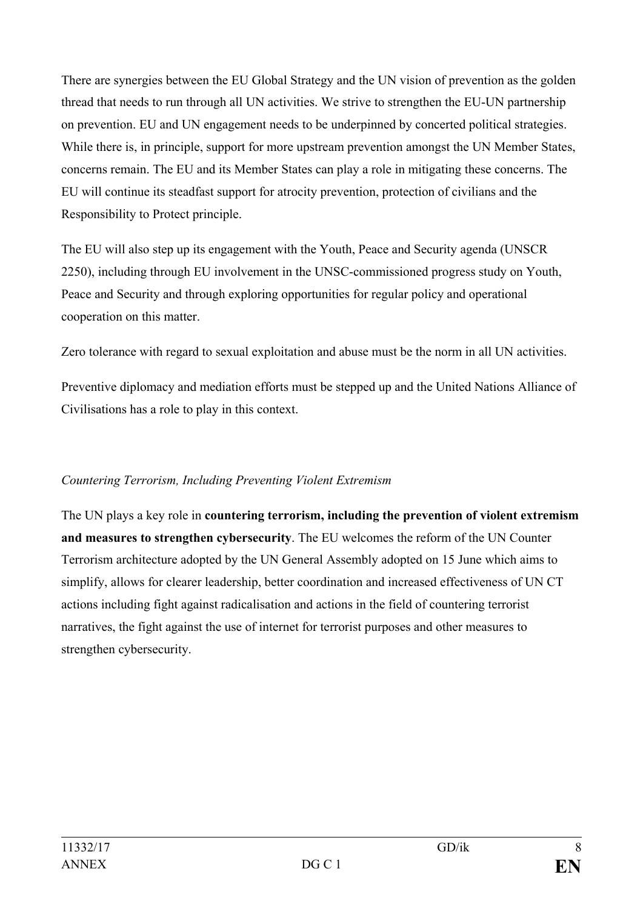There are synergies between the EU Global Strategy and the UN vision of prevention as the golden thread that needs to run through all UN activities. We strive to strengthen the EU-UN partnership on prevention. EU and UN engagement needs to be underpinned by concerted political strategies. While there is, in principle, support for more upstream prevention amongst the UN Member States, concerns remain. The EU and its Member States can play a role in mitigating these concerns. The EU will continue its steadfast support for atrocity prevention, protection of civilians and the Responsibility to Protect principle.

The EU will also step up its engagement with the Youth, Peace and Security agenda (UNSCR 2250), including through EU involvement in the UNSC-commissioned progress study on Youth, Peace and Security and through exploring opportunities for regular policy and operational cooperation on this matter.

Zero tolerance with regard to sexual exploitation and abuse must be the norm in all UN activities.

Preventive diplomacy and mediation efforts must be stepped up and the United Nations Alliance of Civilisations has a role to play in this context.

*Countering Terrorism, Including Preventing Violent Extremism*

The UN plays a key role in **countering terrorism, including the prevention of violent extremism and measures to strengthen cybersecurity**. The EU welcomes the reform of the UN Counter Terrorism architecture adopted by the UN General Assembly adopted on 15 June which aims to simplify, allows for clearer leadership, better coordination and increased effectiveness of UN CT actions including fight against radicalisation and actions in the field of countering terrorist narratives, the fight against the use of internet for terrorist purposes and other measures to strengthen cybersecurity.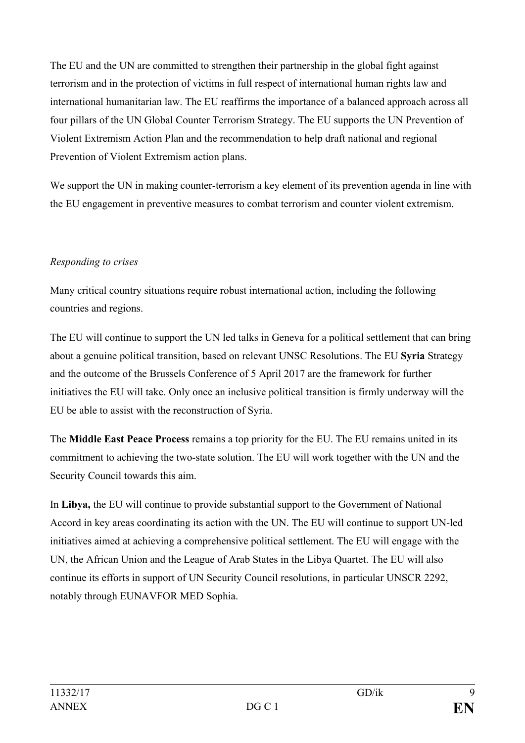The EU and the UN are committed to strengthen their partnership in the global fight against terrorism and in the protection of victims in full respect of international human rights law and international humanitarian law. The EU reaffirms the importance of a balanced approach across all four pillars of the UN Global Counter Terrorism Strategy. The EU supports the UN Prevention of Violent Extremism Action Plan and the recommendation to help draft national and regional Prevention of Violent Extremism action plans.

We support the UN in making counter-terrorism a key element of its prevention agenda in line with the EU engagement in preventive measures to combat terrorism and counter violent extremism.

*Responding to crises*

Many critical country situations require robust international action, including the following countries and regions.

The EU will continue to support the UN led talks in Geneva for a political settlement that can bring about a genuine political transition, based on relevant UNSC Resolutions. The EU **Syria** Strategy and the outcome of the Brussels Conference of 5 April 2017 are the framework for further initiatives the EU will take. Only once an inclusive political transition is firmly underway will the EU be able to assist with the reconstruction of Syria.

The **Middle East Peace Process** remains a top priority for the EU. The EU remains united in its commitment to achieving the two-state solution. The EU will work together with the UN and the Security Council towards this aim.

In **Libya,** the EU will continue to provide substantial support to the Government of National Accord in key areas coordinating its action with the UN. The EU will continue to support UN-led initiatives aimed at achieving a comprehensive political settlement. The EU will engage with the UN, the African Union and the League of Arab States in the Libya Quartet. The EU will also continue its efforts in support of UN Security Council resolutions, in particular UNSCR 2292, notably through EUNAVFOR MED Sophia.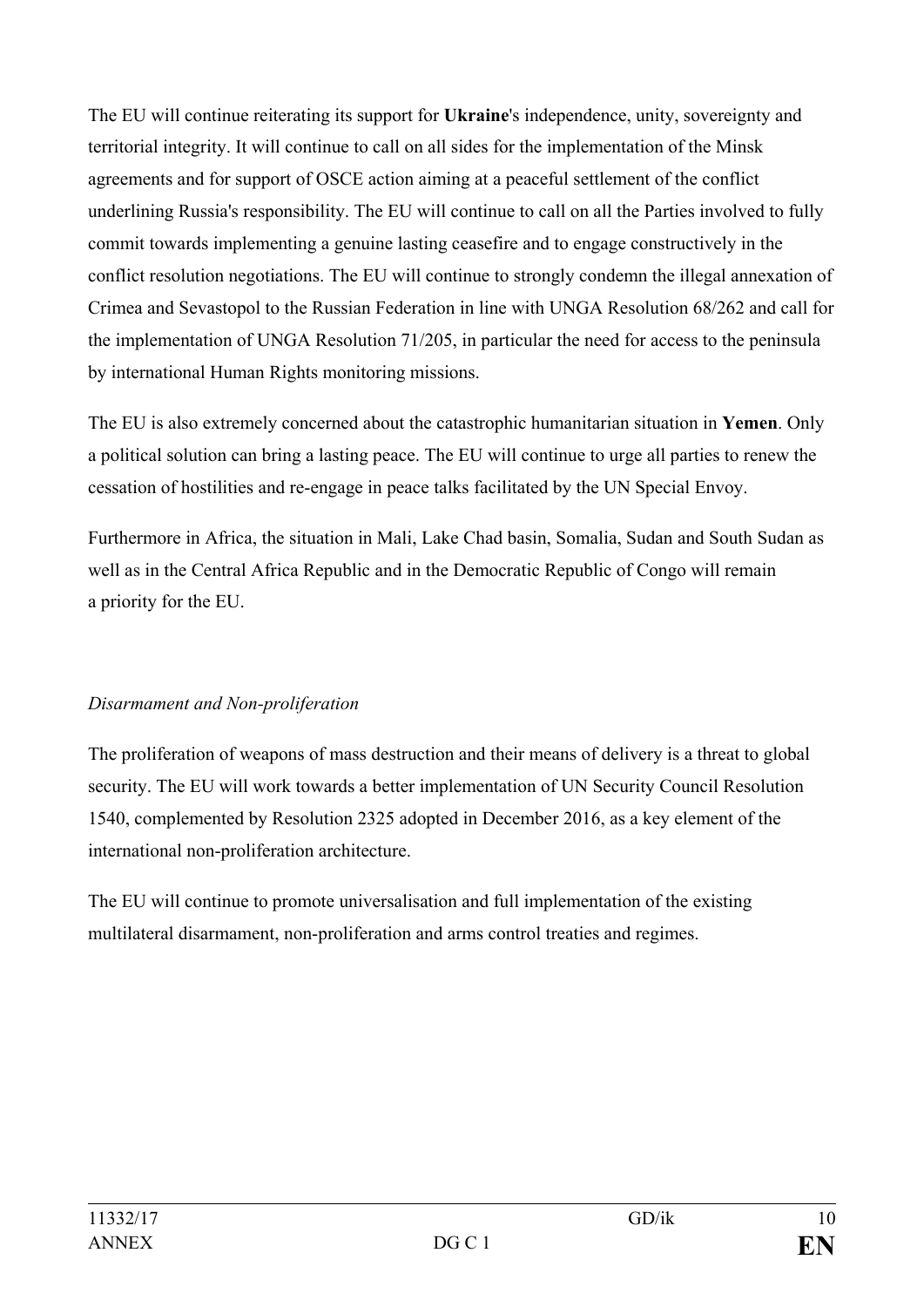The EU will continue reiterating its support for **Ukraine**'s independence, unity, sovereignty and territorial integrity. It will continue to call on all sides for the implementation of the Minsk agreements and for support of OSCE action aiming at a peaceful settlement of the conflict underlining Russia's responsibility. The EU will continue to call on all the Parties involved to fully commit towards implementing a genuine lasting ceasefire and to engage constructively in the conflict resolution negotiations. The EU will continue to strongly condemn the illegal annexation of Crimea and Sevastopol to the Russian Federation in line with UNGA Resolution 68/262 and call for the implementation of UNGA Resolution 71/205, in particular the need for access to the peninsula by international Human Rights monitoring missions.

The EU is also extremely concerned about the catastrophic humanitarian situation in **Yemen**. Only a political solution can bring a lasting peace. The EU will continue to urge all parties to renew the cessation of hostilities and re-engage in peace talks facilitated by the UN Special Envoy.

Furthermore in Africa, the situation in Mali, Lake Chad basin, Somalia, Sudan and South Sudan as well as in the Central Africa Republic and in the Democratic Republic of Congo will remain a priority for the EU.

*Disarmament and Non-proliferation*

The proliferation of weapons of mass destruction and their means of delivery is a threat to global security. The EU will work towards a better implementation of UN Security Council Resolution 1540, complemented by Resolution 2325 adopted in December 2016, as a key element of the international non-proliferation architecture.

The EU will continue to promote universalisation and full implementation of the existing multilateral disarmament, non-proliferation and arms control treaties and regimes.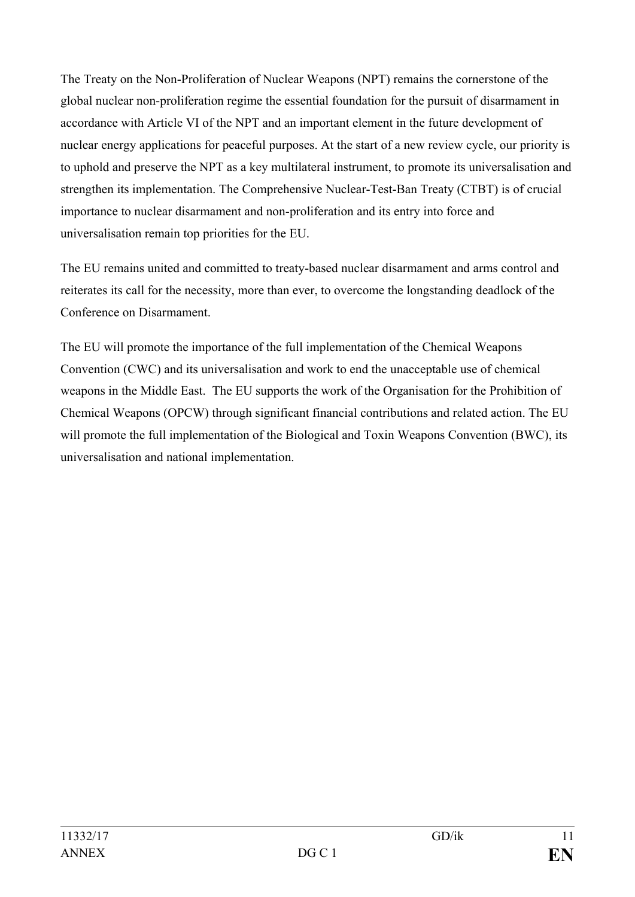The Treaty on the Non-Proliferation of Nuclear Weapons (NPT) remains the cornerstone of the global nuclear non-proliferation regime the essential foundation for the pursuit of disarmament in accordance with Article VI of the NPT and an important element in the future development of nuclear energy applications for peaceful purposes. At the start of a new review cycle, our priority is to uphold and preserve the NPT as a key multilateral instrument, to promote its universalisation and strengthen its implementation. The Comprehensive Nuclear-Test-Ban Treaty (CTBT) is of crucial importance to nuclear disarmament and non-proliferation and its entry into force and universalisation remain top priorities for the EU.

The EU remains united and committed to treaty-based nuclear disarmament and arms control and reiterates its call for the necessity, more than ever, to overcome the longstanding deadlock of the Conference on Disarmament.

The EU will promote the importance of the full implementation of the Chemical Weapons Convention (CWC) and its universalisation and work to end the unacceptable use of chemical weapons in the Middle East. The EU supports the work of the Organisation for the Prohibition of Chemical Weapons (OPCW) through significant financial contributions and related action. The EU will promote the full implementation of the Biological and Toxin Weapons Convention (BWC), its universalisation and national implementation.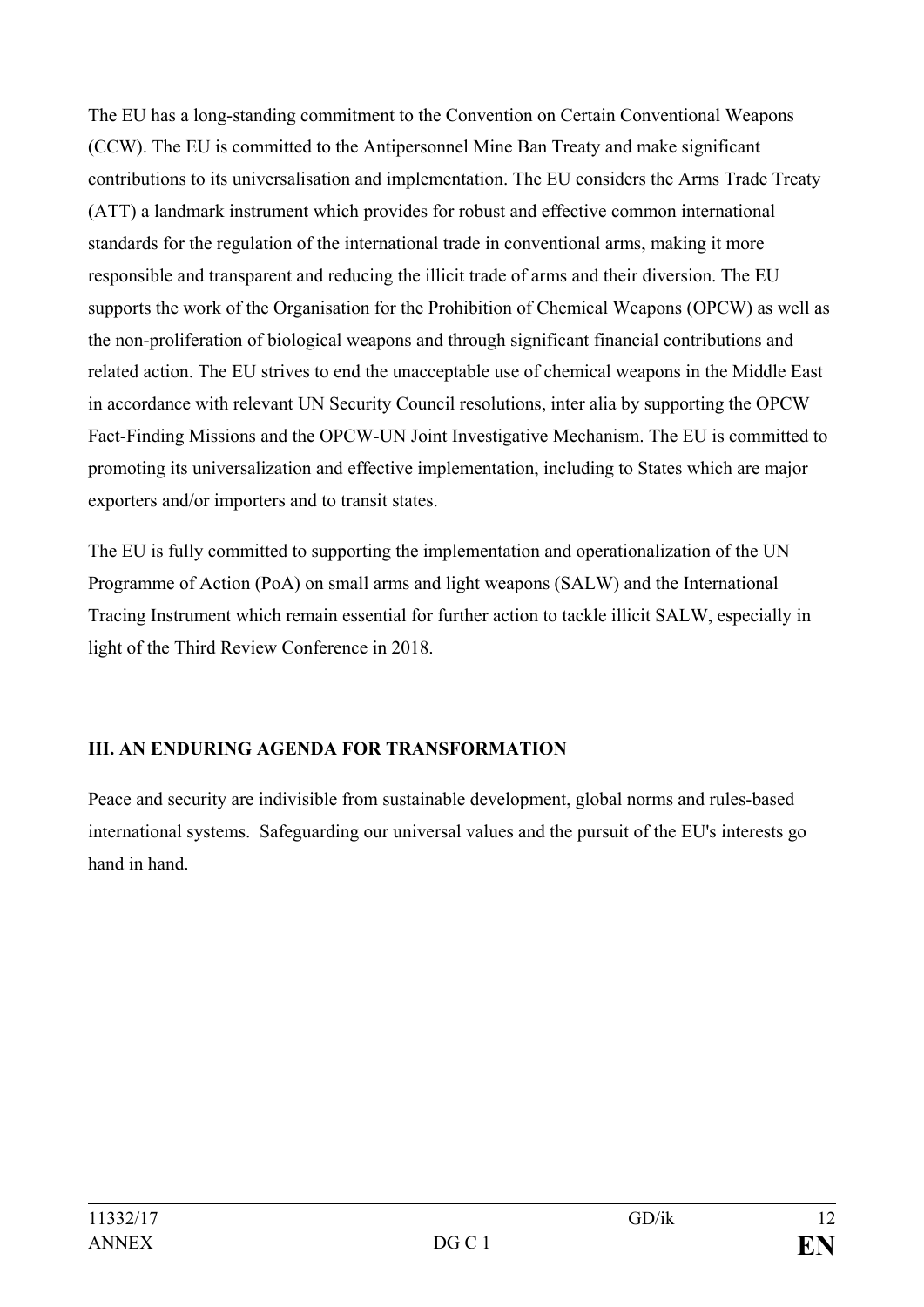The EU has a long-standing commitment to the Convention on Certain Conventional Weapons (CCW). The EU is committed to the Antipersonnel Mine Ban Treaty and make significant contributions to its universalisation and implementation. The EU considers the Arms Trade Treaty (ATT) a landmark instrument which provides for robust and effective common international standards for the regulation of the international trade in conventional arms, making it more responsible and transparent and reducing the illicit trade of arms and their diversion. The EU supports the work of the Organisation for the Prohibition of Chemical Weapons (OPCW) as well as the non-proliferation of biological weapons and through significant financial contributions and related action. The EU strives to end the unacceptable use of chemical weapons in the Middle East in accordance with relevant UN Security Council resolutions, inter alia by supporting the OPCW Fact-Finding Missions and the OPCW-UN Joint Investigative Mechanism. The EU is committed to promoting its universalization and effective implementation, including to States which are major exporters and/or importers and to transit states.

The EU is fully committed to supporting the implementation and operationalization of the UN Programme of Action (PoA) on small arms and light weapons (SALW) and the International Tracing Instrument which remain essential for further action to tackle illicit SALW, especially in light of the Third Review Conference in 2018.

## III. AN ENDURING AGENDA FOR TRANSFORMATION

Peace and security are indivisible from sustainable development, global norms and rules-based international systems. Safeguarding our universal values and the pursuit of the EU's interests go hand in hand.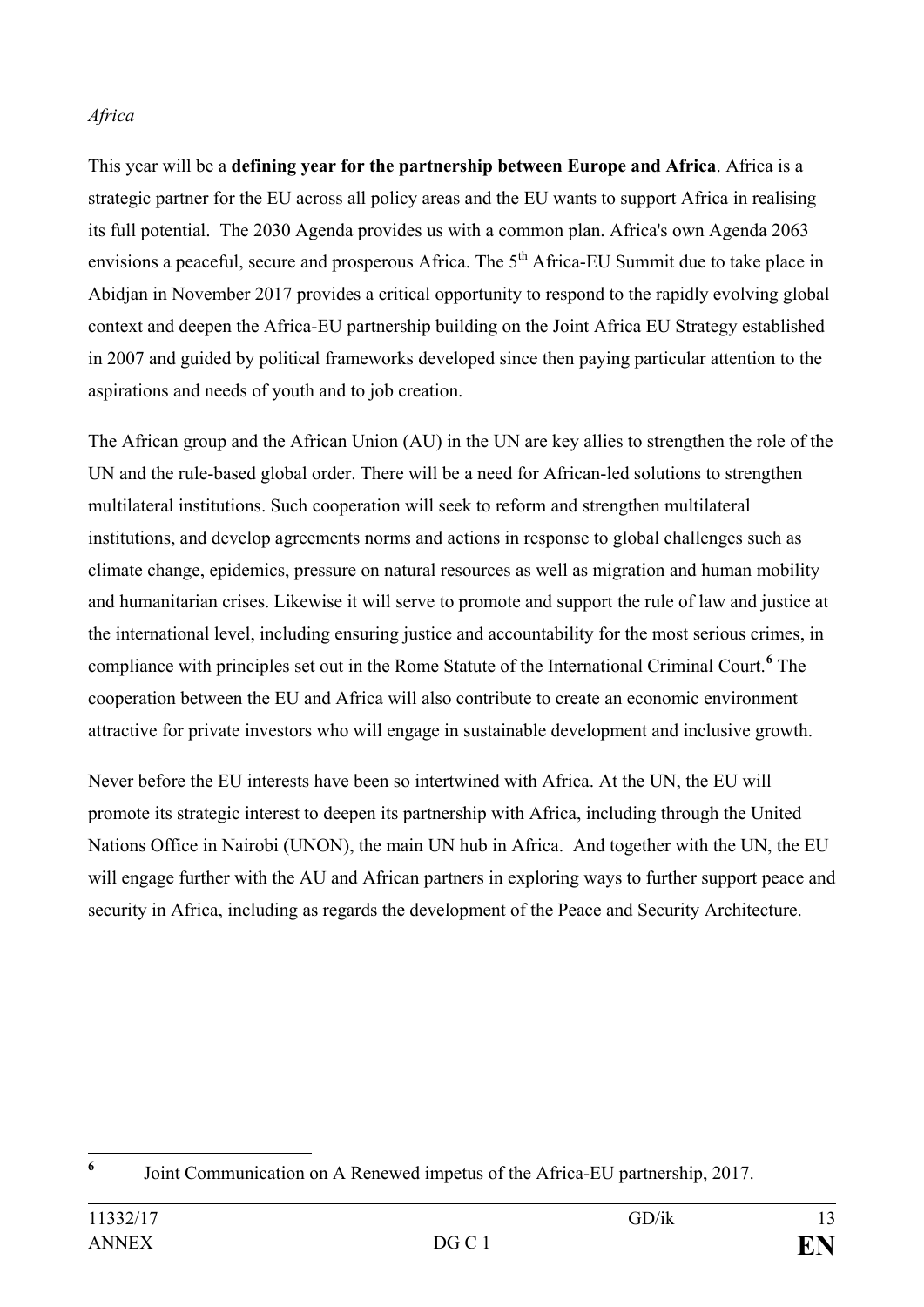*Africa*

This year will be a **defining year for the partnership between Europe and Africa**. Africa is a strategic partner for the EU across all policy areas and the EU wants to support Africa in realising its full potential. The 2030 Agenda provides us with a common plan. Africa's own Agenda 2063 envisions a peaceful, secure and prosperous Africa. The 5th Africa-EU Summit due to take place in Abidjan in November 2017 provides a critical opportunity to respond to the rapidly evolving global context and deepen the Africa-EU partnership building on the Joint Africa EU Strategy established in 2007 and guided by political frameworks developed since then paying particular attention to the aspirations and needs of youth and to job creation.

The African group and the African Union (AU) in the UN are key allies to strengthen the role of the UN and the rule-based global order. There will be a need for African-led solutions to strengthen multilateral institutions. Such cooperation will seek to reform and strengthen multilateral institutions, and develop agreements norms and actions in response to global challenges such as climate change, epidemics, pressure on natural resources as well as migration and human mobility and humanitarian crises. Likewise it will serve to promote and support the rule of law and justice at the international level, including ensuring justice and accountability for the most serious crimes, in compliance with principles set out in the Rome Statute of the International Criminal Court.[6] The cooperation between the EU and Africa will also contribute to create an economic environment attractive for private investors who will engage in sustainable development and inclusive growth.

Never before the EU interests have been so intertwined with Africa. At the UN, the EU will promote its strategic interest to deepen its partnership with Africa, including through the United Nations Office in Nairobi (UNON), the main UN hub in Africa. And together with the UN, the EU will engage further with the AU and African partners in exploring ways to further support peace and security in Africa, including as regards the development of the Peace and Security Architecture.

[6] Joint Communication on A Renewed impetus of the Africa-EU partnership, 2017.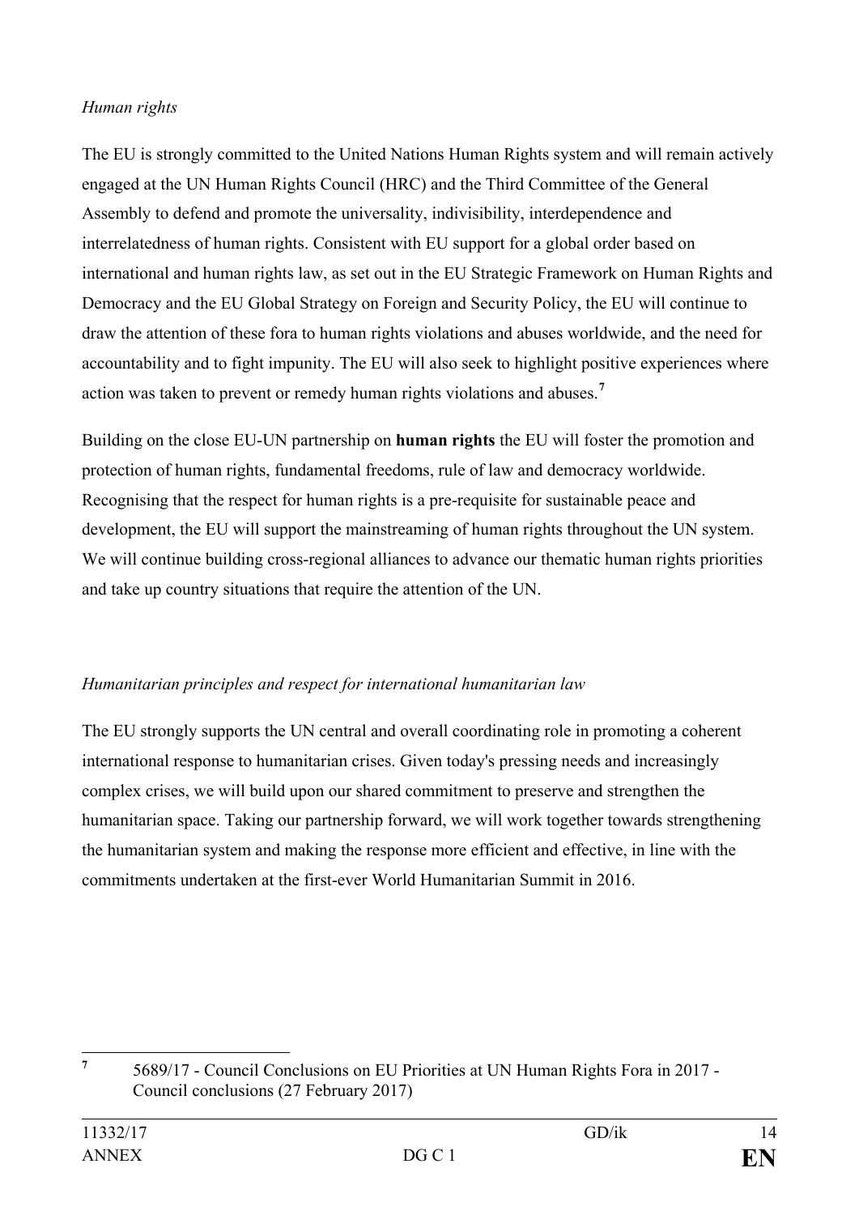*Human rights*

The EU is strongly committed to the United Nations Human Rights system and will remain actively engaged at the UN Human Rights Council (HRC) and the Third Committee of the General Assembly to defend and promote the universality, indivisibility, interdependence and interrelatedness of human rights. Consistent with EU support for a global order based on international and human rights law, as set out in the EU Strategic Framework on Human Rights and Democracy and the EU Global Strategy on Foreign and Security Policy, the EU will continue to draw the attention of these fora to human rights violations and abuses worldwide, and the need for accountability and to fight impunity. The EU will also seek to highlight positive experiences where action was taken to prevent or remedy human rights violations and abuses.[7]

Building on the close EU-UN partnership on **human rights** the EU will foster the promotion and protection of human rights, fundamental freedoms, rule of law and democracy worldwide. Recognising that the respect for human rights is a pre-requisite for sustainable peace and development, the EU will support the mainstreaming of human rights throughout the UN system. We will continue building cross-regional alliances to advance our thematic human rights priorities and take up country situations that require the attention of the UN.

*Humanitarian principles and respect for international humanitarian law*

The EU strongly supports the UN central and overall coordinating role in promoting a coherent international response to humanitarian crises. Given today's pressing needs and increasingly complex crises, we will build upon our shared commitment to preserve and strengthen the humanitarian space. Taking our partnership forward, we will work together towards strengthening the humanitarian system and making the response more efficient and effective, in line with the commitments undertaken at the first-ever World Humanitarian Summit in 2016.

---

[7] 5689/17 - Council Conclusions on EU Priorities at UN Human Rights Fora in 2017 - Council conclusions (27 February 2017)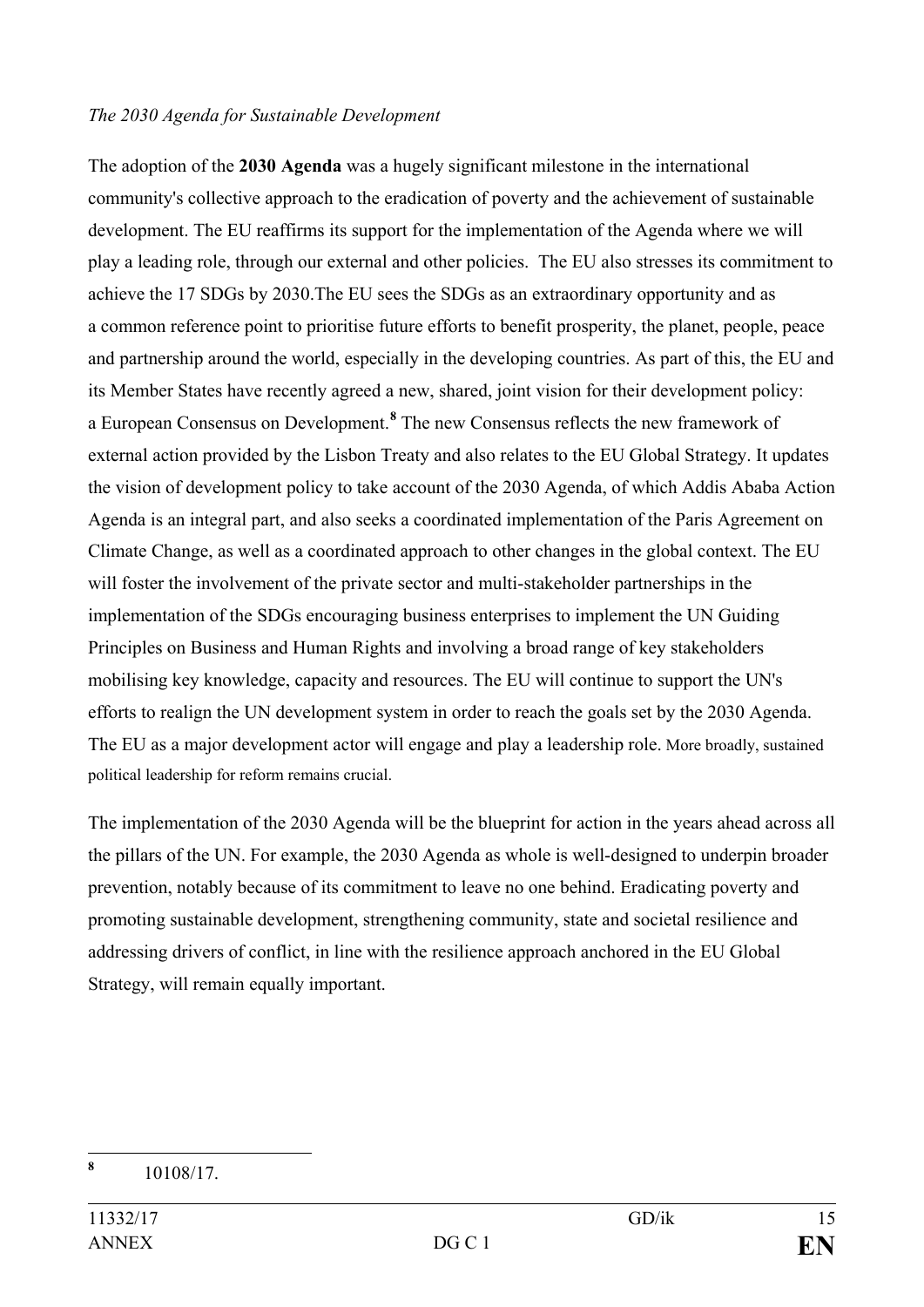*The 2030 Agenda for Sustainable Development*

The adoption of the **2030 Agenda** was a hugely significant milestone in the international community's collective approach to the eradication of poverty and the achievement of sustainable development. The EU reaffirms its support for the implementation of the Agenda where we will play a leading role, through our external and other policies. The EU also stresses its commitment to achieve the 17 SDGs by 2030.The EU sees the SDGs as an extraordinary opportunity and as a common reference point to prioritise future efforts to benefit prosperity, the planet, people, peace and partnership around the world, especially in the developing countries. As part of this, the EU and its Member States have recently agreed a new, shared, joint vision for their development policy: a European Consensus on Development.[8] The new Consensus reflects the new framework of external action provided by the Lisbon Treaty and also relates to the EU Global Strategy. It updates the vision of development policy to take account of the 2030 Agenda, of which Addis Ababa Action Agenda is an integral part, and also seeks a coordinated implementation of the Paris Agreement on Climate Change, as well as a coordinated approach to other changes in the global context. The EU will foster the involvement of the private sector and multi-stakeholder partnerships in the implementation of the SDGs encouraging business enterprises to implement the UN Guiding Principles on Business and Human Rights and involving a broad range of key stakeholders mobilising key knowledge, capacity and resources. The EU will continue to support the UN's efforts to realign the UN development system in order to reach the goals set by the 2030 Agenda. The EU as a major development actor will engage and play a leadership role. More broadly, sustained political leadership for reform remains crucial.

The implementation of the 2030 Agenda will be the blueprint for action in the years ahead across all the pillars of the UN. For example, the 2030 Agenda as whole is well-designed to underpin broader prevention, notably because of its commitment to leave no one behind. Eradicating poverty and promoting sustainable development, strengthening community, state and societal resilience and addressing drivers of conflict, in line with the resilience approach anchored in the EU Global Strategy, will remain equally important.

---

[8] 10108/17.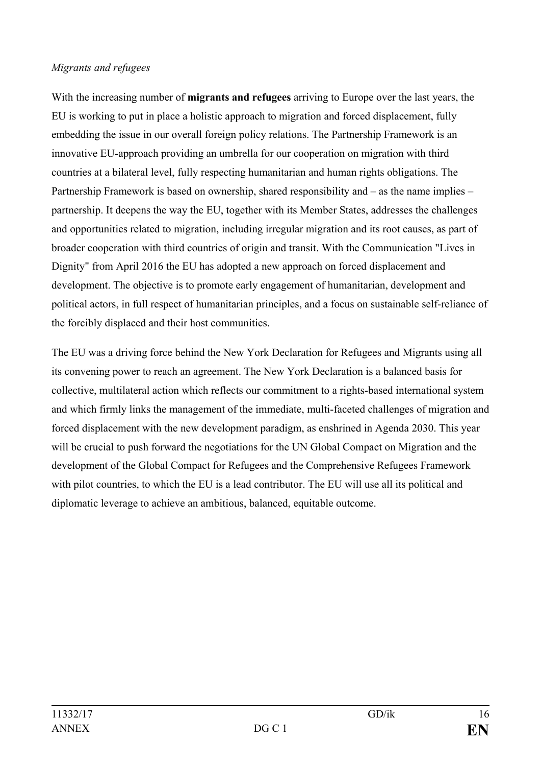*Migrants and refugees*

With the increasing number of **migrants and refugees** arriving to Europe over the last years, the EU is working to put in place a holistic approach to migration and forced displacement, fully embedding the issue in our overall foreign policy relations. The Partnership Framework is an innovative EU-approach providing an umbrella for our cooperation on migration with third countries at a bilateral level, fully respecting humanitarian and human rights obligations. The Partnership Framework is based on ownership, shared responsibility and – as the name implies – partnership. It deepens the way the EU, together with its Member States, addresses the challenges and opportunities related to migration, including irregular migration and its root causes, as part of broader cooperation with third countries of origin and transit. With the Communication "Lives in Dignity" from April 2016 the EU has adopted a new approach on forced displacement and development. The objective is to promote early engagement of humanitarian, development and political actors, in full respect of humanitarian principles, and a focus on sustainable self-reliance of the forcibly displaced and their host communities.

The EU was a driving force behind the New York Declaration for Refugees and Migrants using all its convening power to reach an agreement. The New York Declaration is a balanced basis for collective, multilateral action which reflects our commitment to a rights-based international system and which firmly links the management of the immediate, multi-faceted challenges of migration and forced displacement with the new development paradigm, as enshrined in Agenda 2030. This year will be crucial to push forward the negotiations for the UN Global Compact on Migration and the development of the Global Compact for Refugees and the Comprehensive Refugees Framework with pilot countries, to which the EU is a lead contributor. The EU will use all its political and diplomatic leverage to achieve an ambitious, balanced, equitable outcome.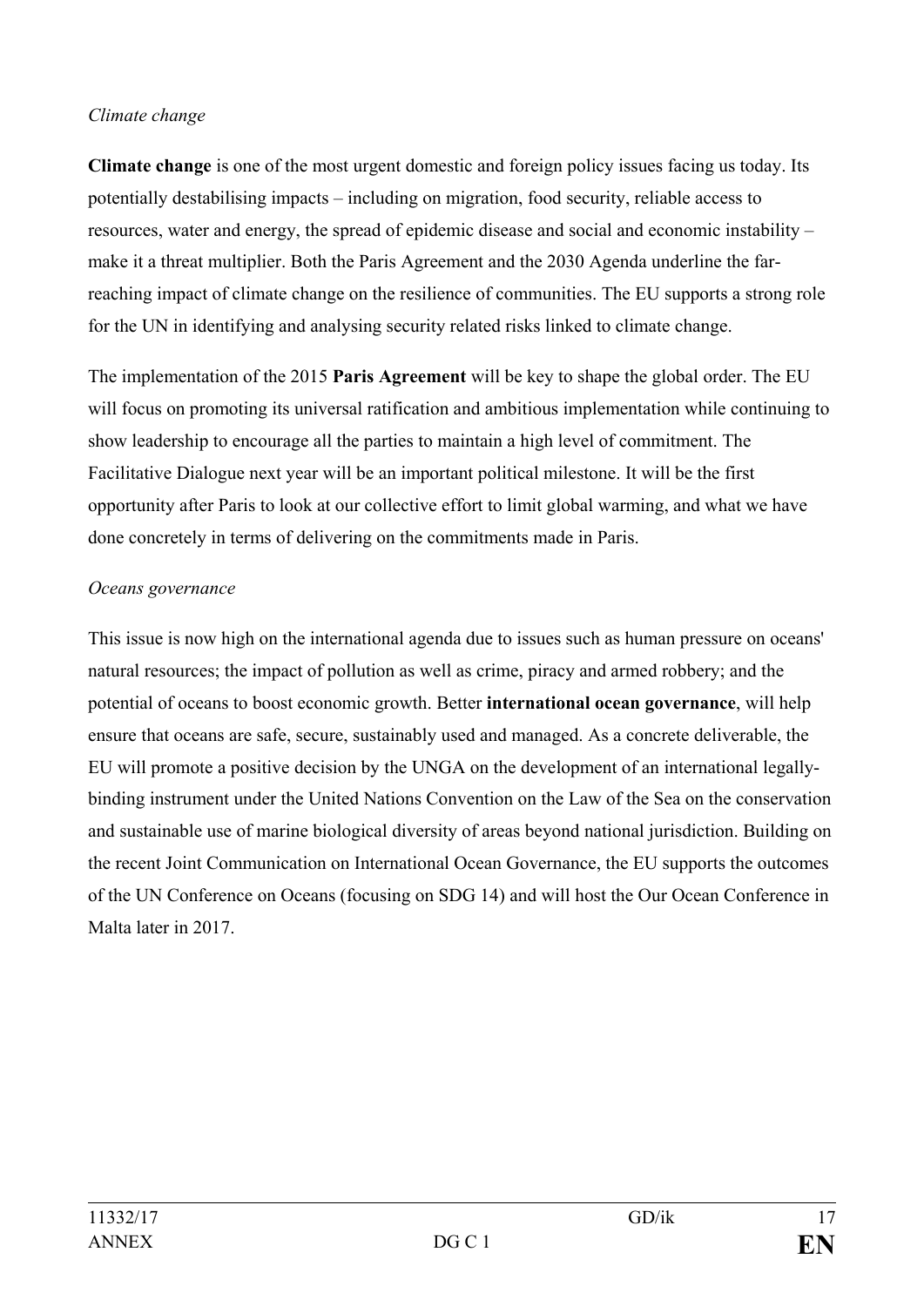*Climate change*

**Climate change** is one of the most urgent domestic and foreign policy issues facing us today. Its potentially destabilising impacts – including on migration, food security, reliable access to resources, water and energy, the spread of epidemic disease and social and economic instability – make it a threat multiplier. Both the Paris Agreement and the 2030 Agenda underline the far-reaching impact of climate change on the resilience of communities. The EU supports a strong role for the UN in identifying and analysing security related risks linked to climate change.

The implementation of the 2015 **Paris Agreement** will be key to shape the global order. The EU will focus on promoting its universal ratification and ambitious implementation while continuing to show leadership to encourage all the parties to maintain a high level of commitment. The Facilitative Dialogue next year will be an important political milestone. It will be the first opportunity after Paris to look at our collective effort to limit global warming, and what we have done concretely in terms of delivering on the commitments made in Paris.

*Oceans governance*

This issue is now high on the international agenda due to issues such as human pressure on oceans' natural resources; the impact of pollution as well as crime, piracy and armed robbery; and the potential of oceans to boost economic growth. Better **international ocean governance**, will help ensure that oceans are safe, secure, sustainably used and managed. As a concrete deliverable, the EU will promote a positive decision by the UNGA on the development of an international legally-binding instrument under the United Nations Convention on the Law of the Sea on the conservation and sustainable use of marine biological diversity of areas beyond national jurisdiction. Building on the recent Joint Communication on International Ocean Governance, the EU supports the outcomes of the UN Conference on Oceans (focusing on SDG 14) and will host the Our Ocean Conference in Malta later in 2017.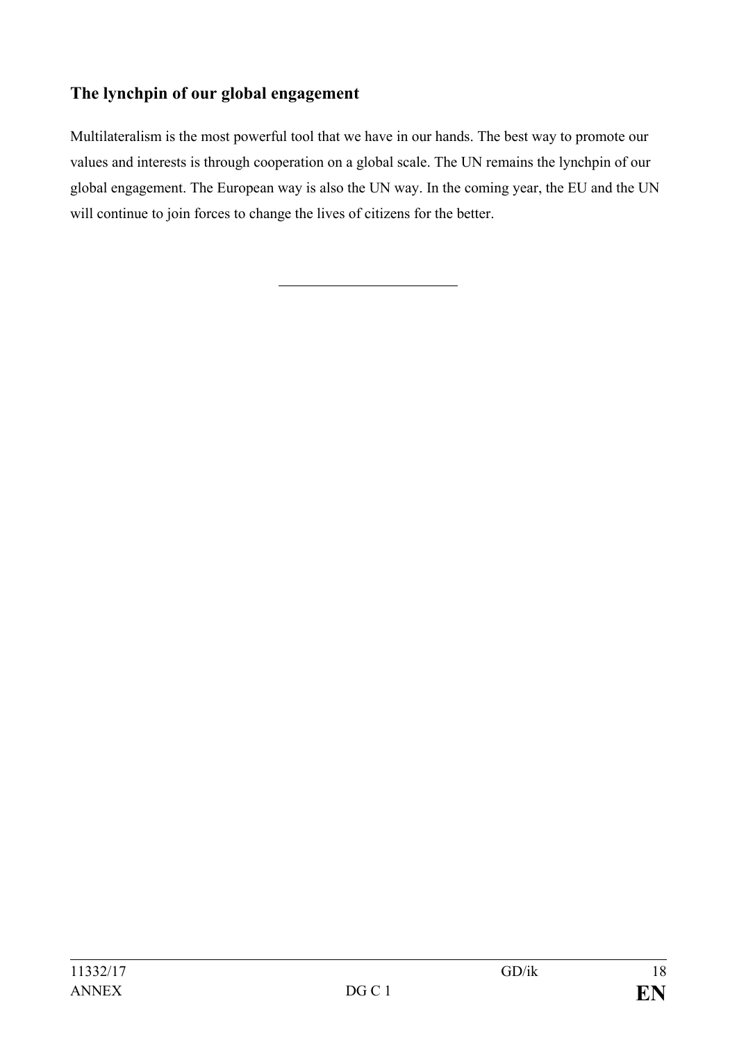## The lynchpin of our global engagement

Multilateralism is the most powerful tool that we have in our hands. The best way to promote our values and interests is through cooperation on a global scale. The UN remains the lynchpin of our global engagement. The European way is also the UN way. In the coming year, the EU and the UN will continue to join forces to change the lives of citizens for the better.